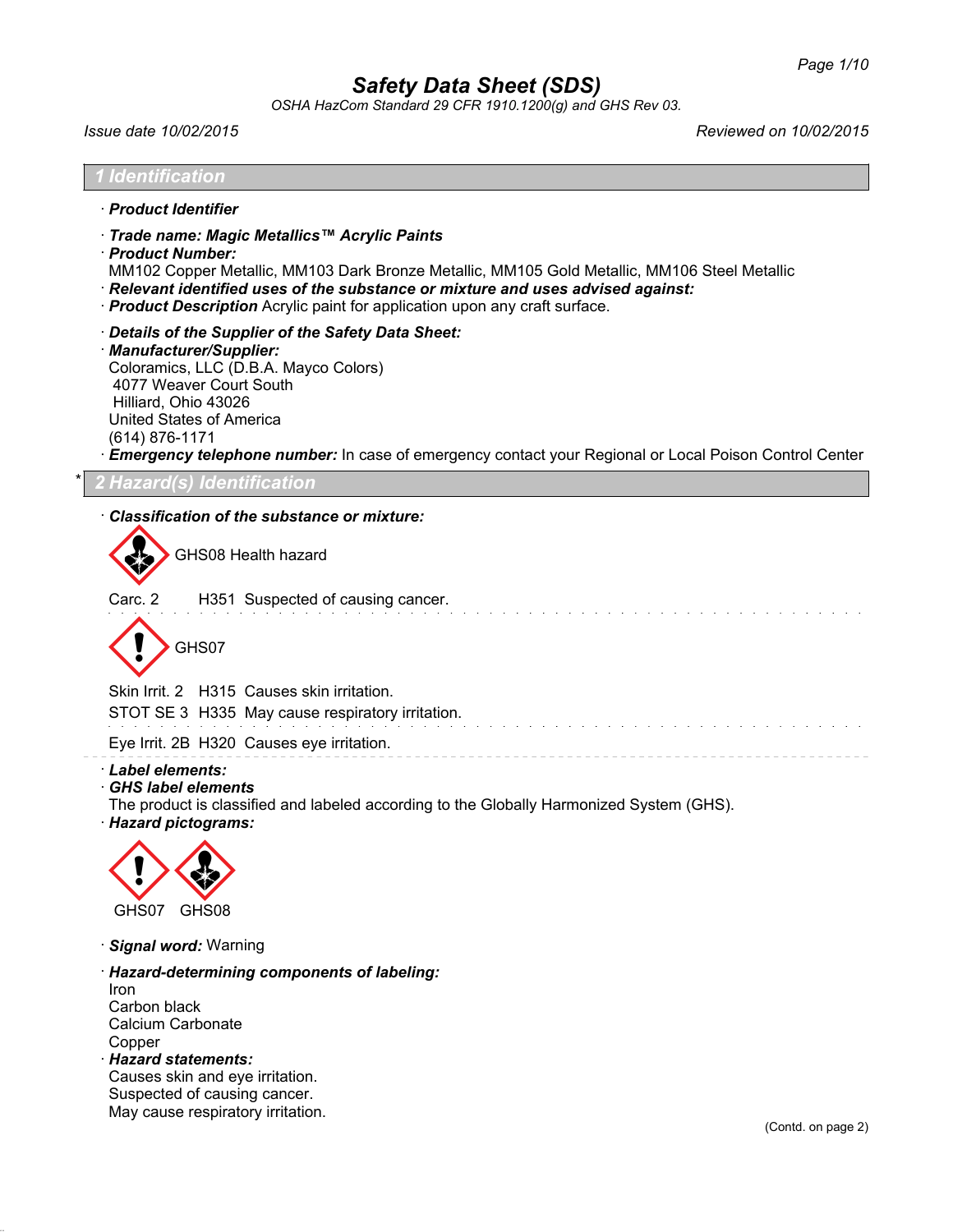# Safety Data Sheet (SDS)

*OSHA HazCom Standard 29 CFR 1910.1200(g) and GHS Rev 03.*

*Issue date 10/02/2015* *Reviewed on 10/02/2015*

## 1 Identification

· **Product Identifier**

· ***Trade name: Magic Metallics™ Acrylic Paints***

· ***Product Number:***
MM102 Copper Metallic, MM103 Dark Bronze Metallic, MM105 Gold Metallic, MM106 Steel Metallic

· ***Relevant identified uses of the substance or mixture and uses advised against:***

· ***Product Description*** Acrylic paint for application upon any craft surface.

· ***Details of the Supplier of the Safety Data Sheet:***

· ***Manufacturer/Supplier:***
Coloramics, LLC (D.B.A. Mayco Colors)
4077 Weaver Court South
Hilliard, Ohio 43026
United States of America
(614) 876-1171

· ***Emergency telephone number:*** In case of emergency contact your Regional or Local Poison Control Center

## * 2 Hazard(s) Identification

· ***Classification of the substance or mixture:***

GHS08 Health hazard

Carc. 2 H351 Suspected of causing cancer.

GHS07

Skin Irrit. 2 H315 Causes skin irritation.

STOT SE 3 H335 May cause respiratory irritation.

Eye Irrit. 2B H320 Causes eye irritation.

· ***Label elements:***

· ***GHS label elements***
The product is classified and labeled according to the Globally Harmonized System (GHS).

· ***Hazard pictograms:***

GHS07 GHS08

· ***Signal word:*** Warning

· ***Hazard-determining components of labeling:***
Iron
Carbon black
Calcium Carbonate
Copper

· ***Hazard statements:***
Causes skin and eye irritation.
Suspected of causing cancer.
May cause respiratory irritation.

(Contd. on page 2)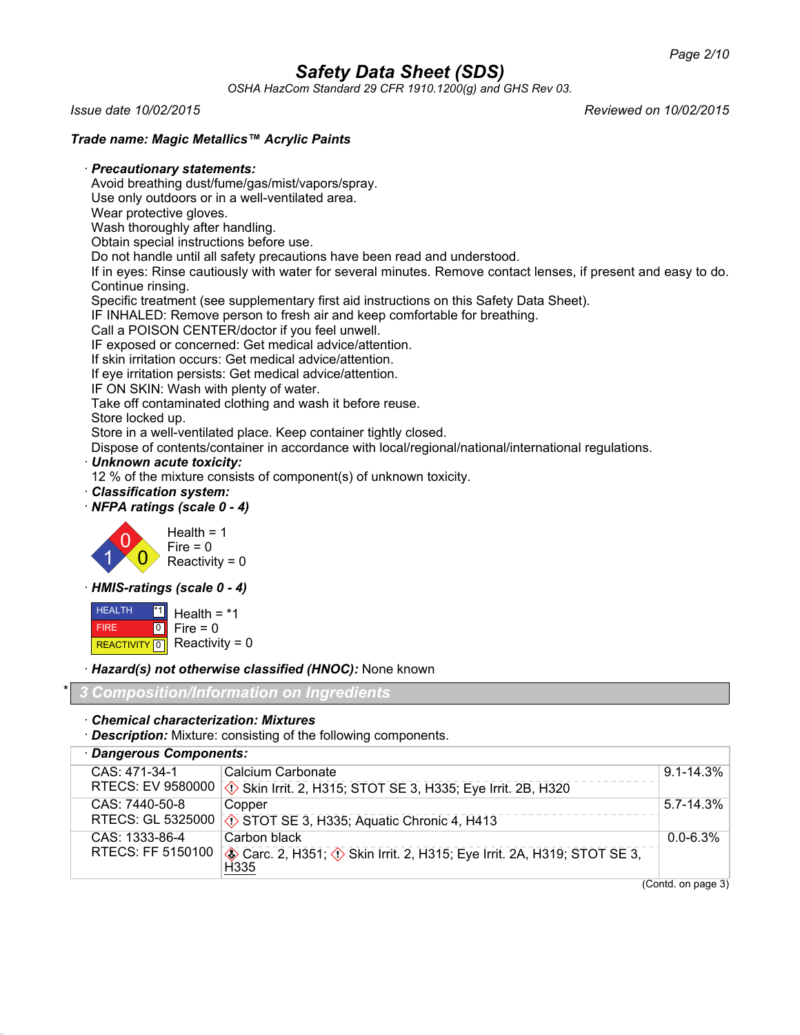# Safety Data Sheet (SDS)

*OSHA HazCom Standard 29 CFR 1910.1200(g) and GHS Rev 03.*

*Issue date 10/02/2015* *Reviewed on 10/02/2015*

***Trade name: Magic Metallics™ Acrylic Paints***

· ***Precautionary statements:***
Avoid breathing dust/fume/gas/mist/vapors/spray.
Use only outdoors or in a well-ventilated area.
Wear protective gloves.
Wash thoroughly after handling.
Obtain special instructions before use.
Do not handle until all safety precautions have been read and understood.
If in eyes: Rinse cautiously with water for several minutes. Remove contact lenses, if present and easy to do. Continue rinsing.
Specific treatment (see supplementary first aid instructions on this Safety Data Sheet).
IF INHALED: Remove person to fresh air and keep comfortable for breathing.
Call a POISON CENTER/doctor if you feel unwell.
IF exposed or concerned: Get medical advice/attention.
If skin irritation occurs: Get medical advice/attention.
If eye irritation persists: Get medical advice/attention.
IF ON SKIN: Wash with plenty of water.
Take off contaminated clothing and wash it before reuse.
Store locked up.
Store in a well-ventilated place. Keep container tightly closed.
Dispose of contents/container in accordance with local/regional/national/international regulations.

· ***Unknown acute toxicity:***
12 % of the mixture consists of component(s) of unknown toxicity.

· ***Classification system:***

· ***NFPA ratings (scale 0 - 4)***

Health = 1
Fire = 0
Reactivity = 0

· ***HMIS-ratings (scale 0 - 4)***

| | |
|---|---|
| HEALTH | *1 |
| FIRE | 0 |
| REACTIVITY | 0 |

Health = *1
Fire = 0
Reactivity = 0

· ***Hazard(s) not otherwise classified (HNOC):*** None known

## * 3 Composition/Information on Ingredients

· ***Chemical characterization: Mixtures***
· ***Description:*** Mixture: consisting of the following components.

| · Dangerous Components: | | |
|---|---|---|
| CAS: 471-34-1<br>RTECS: EV 9580000 | Calcium Carbonate<br>Skin Irrit. 2, H315; STOT SE 3, H335; Eye Irrit. 2B, H320 | 9.1-14.3% |
| CAS: 7440-50-8<br>RTECS: GL 5325000 | Copper<br>STOT SE 3, H335; Aquatic Chronic 4, H413 | 5.7-14.3% |
| CAS: 1333-86-4<br>RTECS: FF 5150100 | Carbon black<br>Carc. 2, H351; Skin Irrit. 2, H315; Eye Irrit. 2A, H319; STOT SE 3, H335 | 0.0-6.3% |

(Contd. on page 3)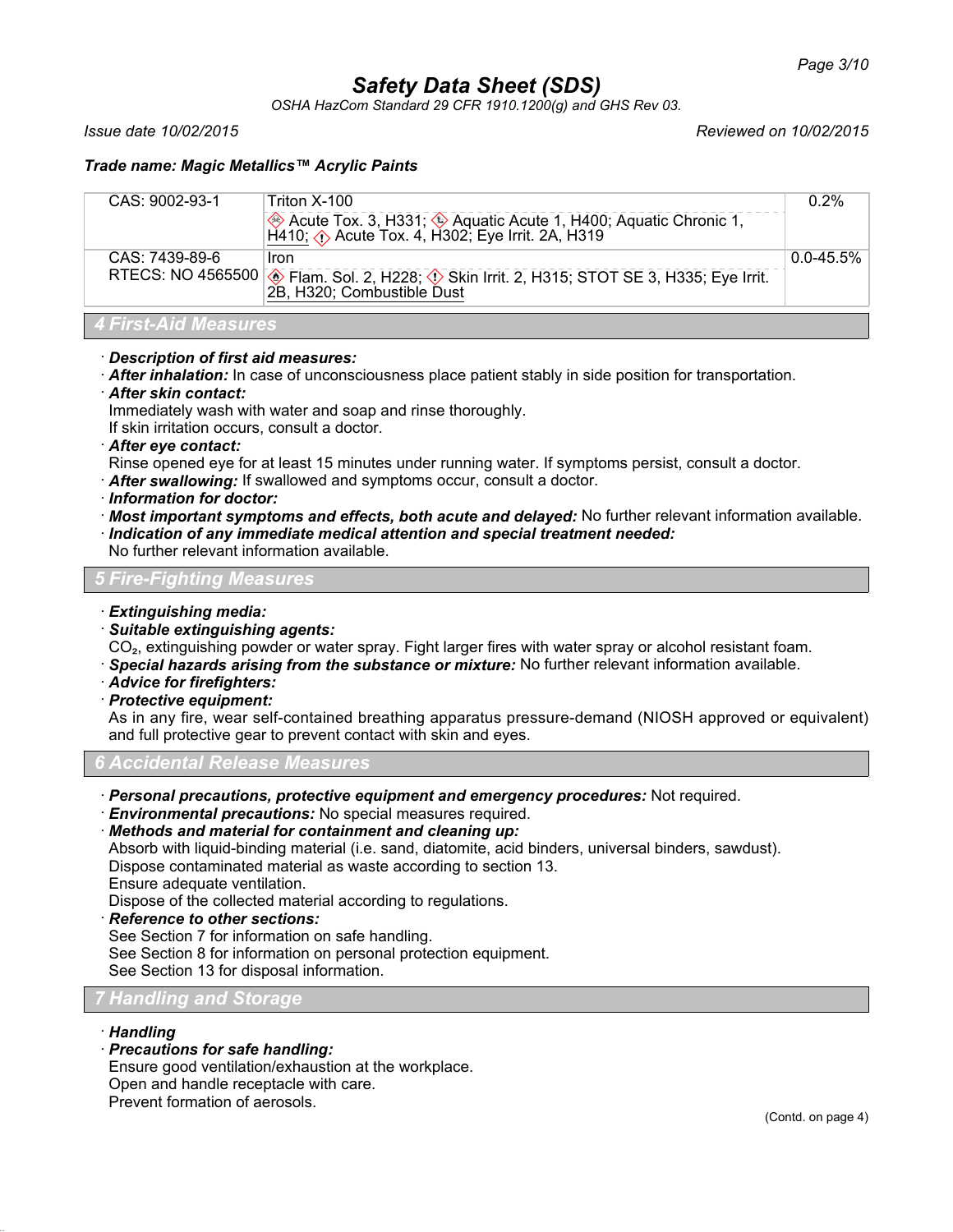| CAS: 9002-93-1 | Triton X-100<br>Acute Tox. 3, H331; Aquatic Acute 1, H400; Aquatic Chronic 1, H410; Acute Tox. 4, H302; Eye Irrit. 2A, H319 | 0.2% |
|---|---|---|
| CAS: 7439-89-6<br>RTECS: NO 4565500 | Iron<br>Flam. Sol. 2, H228; Skin Irrit. 2, H315; STOT SE 3, H335; Eye Irrit. 2B, H320; Combustible Dust | 0.0-45.5% |

## 4 First-Aid Measures

- **Description of first aid measures:**
- **After inhalation:** In case of unconsciousness place patient stably in side position for transportation.
- **After skin contact:**
  Immediately wash with water and soap and rinse thoroughly.
  If skin irritation occurs, consult a doctor.
- **After eye contact:**
  Rinse opened eye for at least 15 minutes under running water. If symptoms persist, consult a doctor.
- **After swallowing:** If swallowed and symptoms occur, consult a doctor.
- **Information for doctor:**
- **Most important symptoms and effects, both acute and delayed:** No further relevant information available.
- **Indication of any immediate medical attention and special treatment needed:**
  No further relevant information available.

## 5 Fire-Fighting Measures

- **Extinguishing media:**
- **Suitable extinguishing agents:**
  $CO_2$, extinguishing powder or water spray. Fight larger fires with water spray or alcohol resistant foam.
- **Special hazards arising from the substance or mixture:** No further relevant information available.
- **Advice for firefighters:**
- **Protective equipment:**
  As in any fire, wear self-contained breathing apparatus pressure-demand (NIOSH approved or equivalent) and full protective gear to prevent contact with skin and eyes.

## 6 Accidental Release Measures

- **Personal precautions, protective equipment and emergency procedures:** Not required.
- **Environmental precautions:** No special measures required.
- **Methods and material for containment and cleaning up:**
  Absorb with liquid-binding material (i.e. sand, diatomite, acid binders, universal binders, sawdust).
  Dispose contaminated material as waste according to section 13.
  Ensure adequate ventilation.
  Dispose of the collected material according to regulations.
- **Reference to other sections:**
  See Section 7 for information on safe handling.
  See Section 8 for information on personal protection equipment.
  See Section 13 for disposal information.

## 7 Handling and Storage

- **Handling**
- **Precautions for safe handling:**
  Ensure good ventilation/exhaustion at the workplace.
  Open and handle receptacle with care.
  Prevent formation of aerosols.

(Contd. on page 4)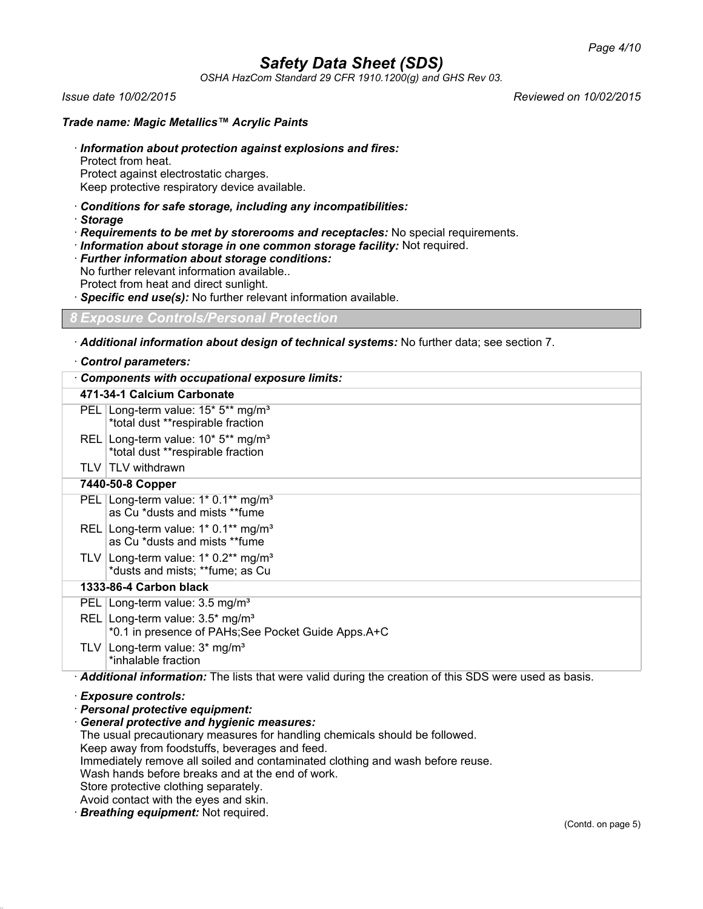*Trade name: Magic Metallics™ Acrylic Paints*

· ***Information about protection against explosions and fires:***
Protect from heat.
Protect against electrostatic charges.
Keep protective respiratory device available.

· ***Conditions for safe storage, including any incompatibilities:***
· ***Storage***
· ***Requirements to be met by storerooms and receptacles:*** No special requirements.
· ***Information about storage in one common storage facility:*** Not required.
· ***Further information about storage conditions:***
No further relevant information available..
Protect from heat and direct sunlight.
· ***Specific end use(s):*** No further relevant information available.

## 8 Exposure Controls/Personal Protection

· ***Additional information about design of technical systems:*** No further data; see section 7.

· ***Control parameters:***

| · **Components with occupational exposure limits:** | |
|---|---|
| **471-34-1 Calcium Carbonate** | |
| PEL | Long-term value: 15* 5** mg/m³<br>*total dust **respirable fraction |
| REL | Long-term value: 10* 5** mg/m³<br>*total dust **respirable fraction |
| TLV | TLV withdrawn |
| **7440-50-8 Copper** | |
| PEL | Long-term value: 1* 0.1** mg/m³<br>as Cu *dusts and mists **fume |
| REL | Long-term value: 1* 0.1** mg/m³<br>as Cu *dusts and mists **fume |
| TLV | Long-term value: 1* 0.2** mg/m³<br>*dusts and mists; **fume; as Cu |
| **1333-86-4 Carbon black** | |
| PEL | Long-term value: 3.5 mg/m³ |
| REL | Long-term value: 3.5* mg/m³<br>*0.1 in presence of PAHs;See Pocket Guide Apps.A+C |
| TLV | Long-term value: 3* mg/m³<br>*inhalable fraction |

· ***Additional information:*** The lists that were valid during the creation of this SDS were used as basis.

· ***Exposure controls:***
· ***Personal protective equipment:***
· ***General protective and hygienic measures:***
The usual precautionary measures for handling chemicals should be followed.
Keep away from foodstuffs, beverages and feed.
Immediately remove all soiled and contaminated clothing and wash before reuse.
Wash hands before breaks and at the end of work.
Store protective clothing separately.
Avoid contact with the eyes and skin.
· ***Breathing equipment:*** Not required.

(Contd. on page 5)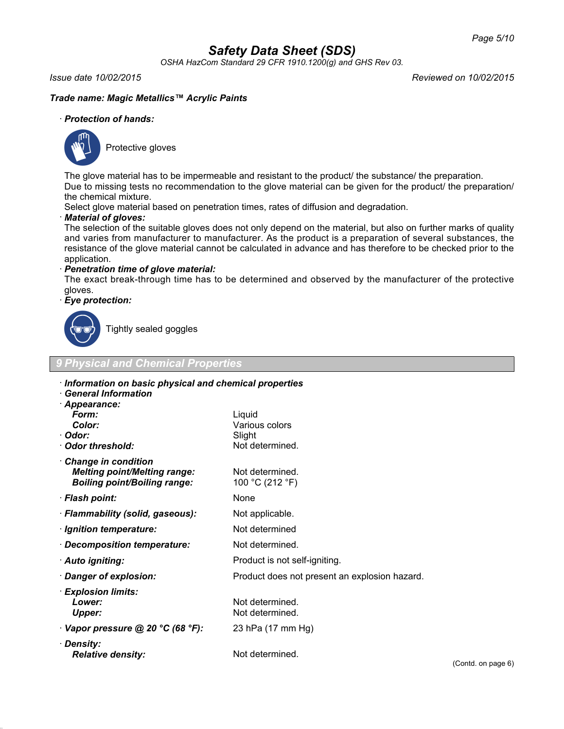Trade name: **Magic Metallics™ Acrylic Paints**

· **Protection of hands:**

Protective gloves

The glove material has to be impermeable and resistant to the product/ the substance/ the preparation.
Due to missing tests no recommendation to the glove material can be given for the product/ the preparation/ the chemical mixture.
Select glove material based on penetration times, rates of diffusion and degradation.

· **Material of gloves:**
The selection of the suitable gloves does not only depend on the material, but also on further marks of quality and varies from manufacturer to manufacturer. As the product is a preparation of several substances, the resistance of the glove material cannot be calculated in advance and has therefore to be checked prior to the application.

· **Penetration time of glove material:**
The exact break-through time has to be determined and observed by the manufacturer of the protective gloves.

· **Eye protection:**

Tightly sealed goggles

## 9 Physical and Chemical Properties

· **Information on basic physical and chemical properties**
· **General Information**

| Property | Value |
|---|---|
| · **Appearance:** | |
| **Form:** | Liquid |
| **Color:** | Various colors |
| · **Odor:** | Slight |
| · **Odor threshold:** | Not determined. |
| · **Change in condition** | |
| **Melting point/Melting range:** | Not determined. |
| **Boiling point/Boiling range:** | 100 °C (212 °F) |
| · **Flash point:** | None |
| · **Flammability (solid, gaseous):** | Not applicable. |
| · **Ignition temperature:** | Not determined |
| · **Decomposition temperature:** | Not determined. |
| · **Auto igniting:** | Product is not self-igniting. |
| · **Danger of explosion:** | Product does not present an explosion hazard. |
| · **Explosion limits:** | |
| **Lower:** | Not determined. |
| **Upper:** | Not determined. |
| · **Vapor pressure @ 20 °C (68 °F):** | 23 hPa (17 mm Hg) |
| · **Density:** | |
| **Relative density:** | Not determined. |

(Contd. on page 6)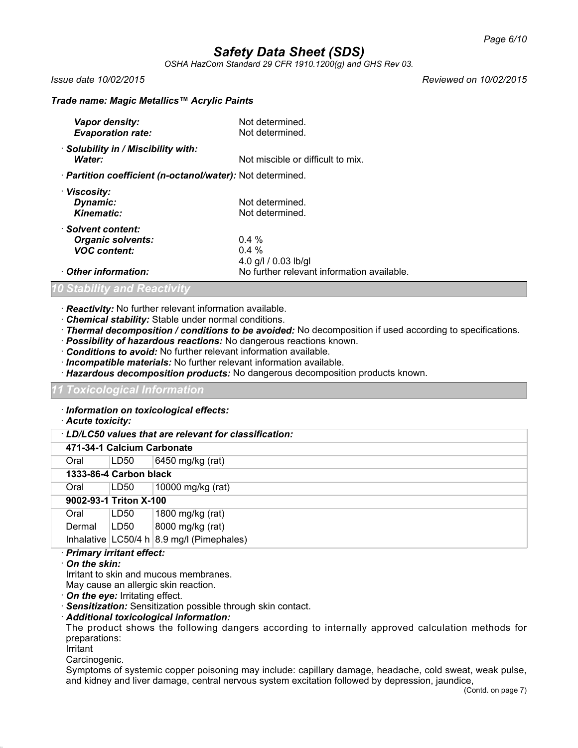*Trade name: Magic Metallics™ Acrylic Paints*

| | |
|---|---|
| ***Vapor density:*** | Not determined. |
| ***Evaporation rate:*** | Not determined. |
| · ***Solubility in / Miscibility with:*** | |
| ***Water:*** | Not miscible or difficult to mix. |
| · ***Partition coefficient (n-octanol/water):*** | Not determined. |
| · ***Viscosity:*** | |
| ***Dynamic:*** | Not determined. |
| ***Kinematic:*** | Not determined. |
| · ***Solvent content:*** | |
| ***Organic solvents:*** | 0.4 % |
| ***VOC content:*** | 0.4 % |
| | 4.0 g/l / 0.03 lb/gl |
| · ***Other information:*** | No further relevant information available. |

## *10 Stability and Reactivity*

· ***Reactivity:*** No further relevant information available.
· ***Chemical stability:*** Stable under normal conditions.
· ***Thermal decomposition / conditions to be avoided:*** No decomposition if used according to specifications.
· ***Possibility of hazardous reactions:*** No dangerous reactions known.
· ***Conditions to avoid:*** No further relevant information available.
· ***Incompatible materials:*** No further relevant information available.
· ***Hazardous decomposition products:*** No dangerous decomposition products known.

## *11 Toxicological Information*

· ***Information on toxicological effects:***
· ***Acute toxicity:***

| · ***LD/LC50 values that are relevant for classification:*** | | |
|---|---|---|
| **471-34-1 Calcium Carbonate** | | |
| Oral | LD50 | 6450 mg/kg (rat) |
| **1333-86-4 Carbon black** | | |
| Oral | LD50 | 10000 mg/kg (rat) |
| **9002-93-1 Triton X-100** | | |
| Oral | LD50 | 1800 mg/kg (rat) |
| Dermal | LD50 | 8000 mg/kg (rat) |
| Inhalative | LC50/4 h | 8.9 mg/l (Pimephales) |

· ***Primary irritant effect:***
· ***On the skin:***
Irritant to skin and mucous membranes.
May cause an allergic skin reaction.
· ***On the eye:*** Irritating effect.
· ***Sensitization:*** Sensitization possible through skin contact.
· ***Additional toxicological information:***
The product shows the following dangers according to internally approved calculation methods for preparations:
Irritant
Carcinogenic.
Symptoms of systemic copper poisoning may include: capillary damage, headache, cold sweat, weak pulse, and kidney and liver damage, central nervous system excitation followed by depression, jaundice,

(Contd. on page 7)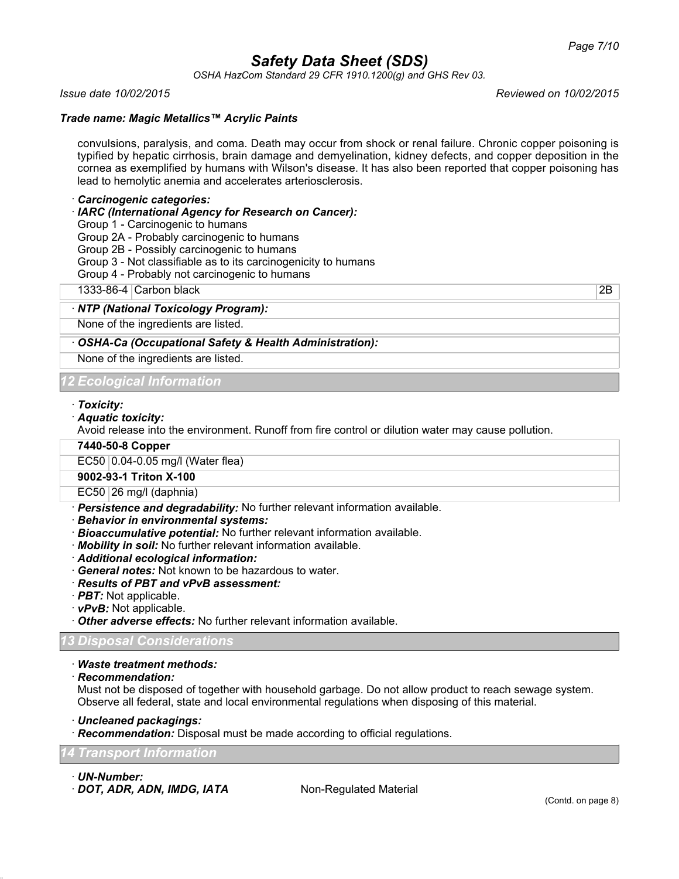convulsions, paralysis, and coma. Death may occur from shock or renal failure. Chronic copper poisoning is typified by hepatic cirrhosis, brain damage and demyelination, kidney defects, and copper deposition in the cornea as exemplified by humans with Wilson's disease. It has also been reported that copper poisoning has lead to hemolytic anemia and accelerates arteriosclerosis.

· ***Carcinogenic categories:***

· ***IARC (International Agency for Research on Cancer):***

Group 1 - Carcinogenic to humans
Group 2A - Probably carcinogenic to humans
Group 2B - Possibly carcinogenic to humans
Group 3 - Not classifiable as to its carcinogenicity to humans
Group 4 - Probably not carcinogenic to humans

| | | |
|---|---|---|
| 1333-86-4 | Carbon black | 2B |

· ***NTP (National Toxicology Program):***

None of the ingredients are listed.

· ***OSHA-Ca (Occupational Safety & Health Administration):***

None of the ingredients are listed.

## 12 Ecological Information

· ***Toxicity:***

· ***Aquatic toxicity:***

Avoid release into the environment. Runoff from fire control or dilution water may cause pollution.

| | |
|---|---|
| **7440-50-8 Copper** | |
| EC50 | 0.04-0.05 mg/l (Water flea) |
| **9002-93-1 Triton X-100** | |
| EC50 | 26 mg/l (daphnia) |

· ***Persistence and degradability:*** No further relevant information available.

· ***Behavior in environmental systems:***

· ***Bioaccumulative potential:*** No further relevant information available.

· ***Mobility in soil:*** No further relevant information available.

· ***Additional ecological information:***

· ***General notes:*** Not known to be hazardous to water.

· ***Results of PBT and vPvB assessment:***

· ***PBT:*** Not applicable.

· ***vPvB:*** Not applicable.

· ***Other adverse effects:*** No further relevant information available.

## 13 Disposal Considerations

· ***Waste treatment methods:***

· ***Recommendation:***

Must not be disposed of together with household garbage. Do not allow product to reach sewage system. Observe all federal, state and local environmental regulations when disposing of this material.

· ***Uncleaned packagings:***

· ***Recommendation:*** Disposal must be made according to official regulations.

## 14 Transport Information

· ***UN-Number:***

· ***DOT, ADR, ADN, IMDG, IATA*** Non-Regulated Material

(Contd. on page 8)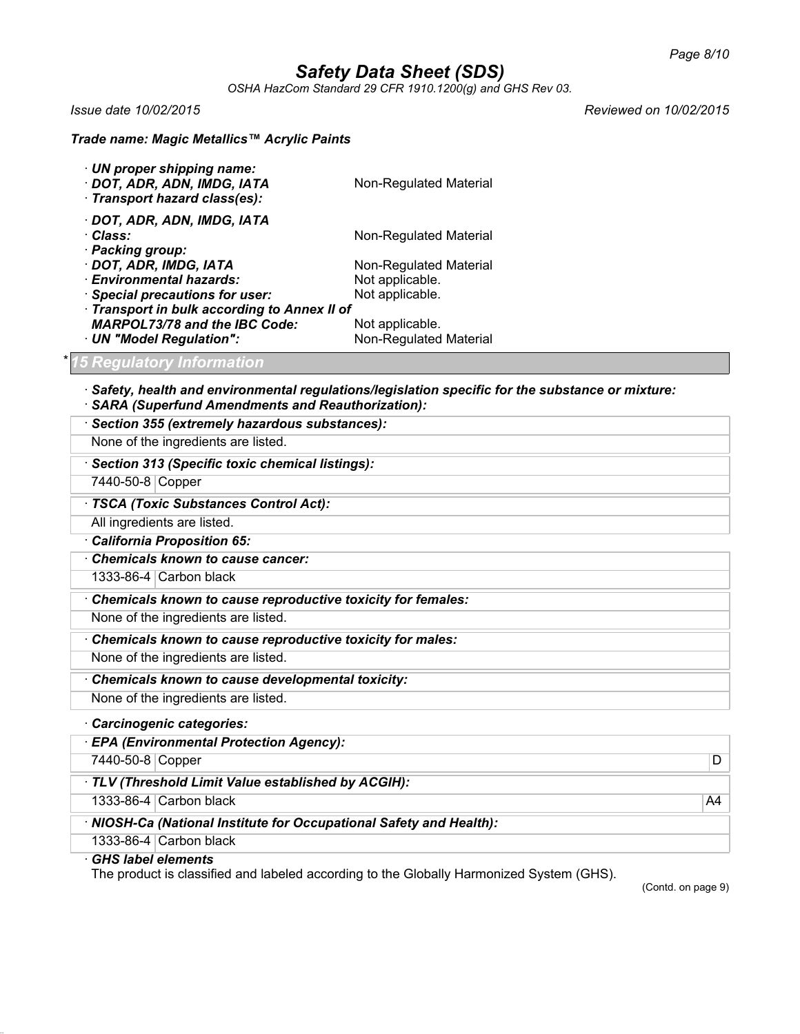**Trade name: Magic Metallics™ Acrylic Paints**

· **UN proper shipping name:**
· **DOT, ADR, ADN, IMDG, IATA** Non-Regulated Material
· **Transport hazard class(es):**

· **DOT, ADR, ADN, IMDG, IATA**
· **Class:** Non-Regulated Material
· **Packing group:**
· **DOT, ADR, IMDG, IATA** Non-Regulated Material
· **Environmental hazards:** Not applicable.
· **Special precautions for user:** Not applicable.
· **Transport in bulk according to Annex II of MARPOL73/78 and the IBC Code:** Not applicable.
· **UN "Model Regulation":** Non-Regulated Material

## * 15 Regulatory Information

· **Safety, health and environmental regulations/legislation specific for the substance or mixture:**
· **SARA (Superfund Amendments and Reauthorization):**

· **Section 355 (extremely hazardous substances):**

None of the ingredients are listed.

· **Section 313 (Specific toxic chemical listings):**

| 7440-50-8 | Copper |
|---|---|

· **TSCA (Toxic Substances Control Act):**

All ingredients are listed.

· **California Proposition 65:**

· **Chemicals known to cause cancer:**

| 1333-86-4 | Carbon black |
|---|---|

· **Chemicals known to cause reproductive toxicity for females:**

None of the ingredients are listed.

· **Chemicals known to cause reproductive toxicity for males:**

None of the ingredients are listed.

· **Chemicals known to cause developmental toxicity:**

None of the ingredients are listed.

· **Carcinogenic categories:**

· **EPA (Environmental Protection Agency):**

| 7440-50-8 | Copper | D |
|---|---|---|

· **TLV (Threshold Limit Value established by ACGIH):**

| 1333-86-4 | Carbon black | A4 |
|---|---|---|

· **NIOSH-Ca (National Institute for Occupational Safety and Health):**

| 1333-86-4 | Carbon black |
|---|---|

· **GHS label elements**

The product is classified and labeled according to the Globally Harmonized System (GHS).

(Contd. on page 9)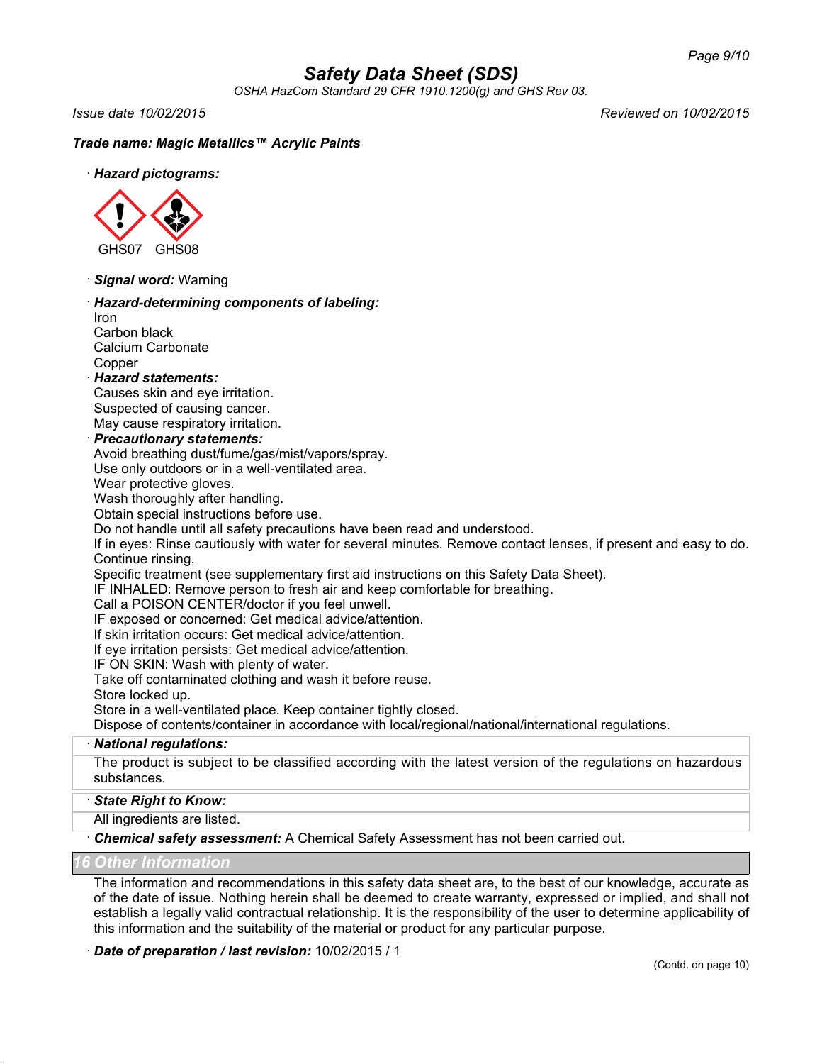# Safety Data Sheet (SDS)

*OSHA HazCom Standard 29 CFR 1910.1200(g) and GHS Rev 03.*

*Issue date 10/02/2015* *Reviewed on 10/02/2015*

***Trade name: Magic Metallics™ Acrylic Paints***

· ***Hazard pictograms:***

GHS07 GHS08

· ***Signal word:*** Warning

· ***Hazard-determining components of labeling:***
Iron
Carbon black
Calcium Carbonate
Copper

· ***Hazard statements:***
Causes skin and eye irritation.
Suspected of causing cancer.
May cause respiratory irritation.

· ***Precautionary statements:***
Avoid breathing dust/fume/gas/mist/vapors/spray.
Use only outdoors or in a well-ventilated area.
Wear protective gloves.
Wash thoroughly after handling.
Obtain special instructions before use.
Do not handle until all safety precautions have been read and understood.
If in eyes: Rinse cautiously with water for several minutes. Remove contact lenses, if present and easy to do. Continue rinsing.
Specific treatment (see supplementary first aid instructions on this Safety Data Sheet).
IF INHALED: Remove person to fresh air and keep comfortable for breathing.
Call a POISON CENTER/doctor if you feel unwell.
IF exposed or concerned: Get medical advice/attention.
If skin irritation occurs: Get medical advice/attention.
If eye irritation persists: Get medical advice/attention.
IF ON SKIN: Wash with plenty of water.
Take off contaminated clothing and wash it before reuse.
Store locked up.
Store in a well-ventilated place. Keep container tightly closed.
Dispose of contents/container in accordance with local/regional/national/international regulations.

· ***National regulations:***
The product is subject to be classified according with the latest version of the regulations on hazardous substances.

· ***State Right to Know:***
All ingredients are listed.

· ***Chemical safety assessment:*** A Chemical Safety Assessment has not been carried out.

## 16 Other Information

The information and recommendations in this safety data sheet are, to the best of our knowledge, accurate as of the date of issue. Nothing herein shall be deemed to create warranty, expressed or implied, and shall not establish a legally valid contractual relationship. It is the responsibility of the user to determine applicability of this information and the suitability of the material or product for any particular purpose.

· ***Date of preparation / last revision:*** 10/02/2015 / 1

(Contd. on page 10)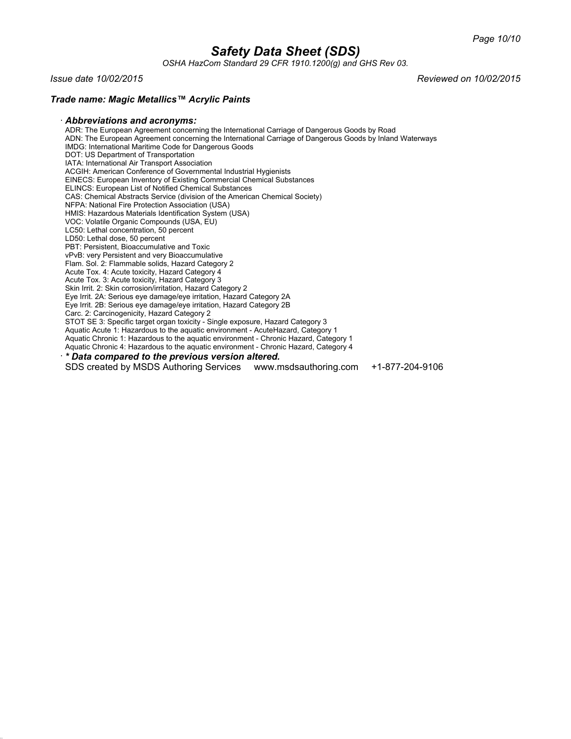· ***Abbreviations and acronyms:***

ADR: The European Agreement concerning the International Carriage of Dangerous Goods by Road
ADN: The European Agreement concerning the International Carriage of Dangerous Goods by Inland Waterways
IMDG: International Maritime Code for Dangerous Goods
DOT: US Department of Transportation
IATA: International Air Transport Association
ACGIH: American Conference of Governmental Industrial Hygienists
EINECS: European Inventory of Existing Commercial Chemical Substances
ELINCS: European List of Notified Chemical Substances
CAS: Chemical Abstracts Service (division of the American Chemical Society)
NFPA: National Fire Protection Association (USA)
HMIS: Hazardous Materials Identification System (USA)
VOC: Volatile Organic Compounds (USA, EU)
LC50: Lethal concentration, 50 percent
LD50: Lethal dose, 50 percent
PBT: Persistent, Bioaccumulative and Toxic
vPvB: very Persistent and very Bioaccumulative
Flam. Sol. 2: Flammable solids, Hazard Category 2
Acute Tox. 4: Acute toxicity, Hazard Category 4
Acute Tox. 3: Acute toxicity, Hazard Category 3
Skin Irrit. 2: Skin corrosion/irritation, Hazard Category 2
Eye Irrit. 2A: Serious eye damage/eye irritation, Hazard Category 2A
Eye Irrit. 2B: Serious eye damage/eye irritation, Hazard Category 2B
Carc. 2: Carcinogenicity, Hazard Category 2
STOT SE 3: Specific target organ toxicity - Single exposure, Hazard Category 3
Aquatic Acute 1: Hazardous to the aquatic environment - AcuteHazard, Category 1
Aquatic Chronic 1: Hazardous to the aquatic environment - Chronic Hazard, Category 1
Aquatic Chronic 4: Hazardous to the aquatic environment - Chronic Hazard, Category 4

· ***\* Data compared to the previous version altered.***

SDS created by MSDS Authoring Services www.msdsauthoring.com +1-877-204-9106